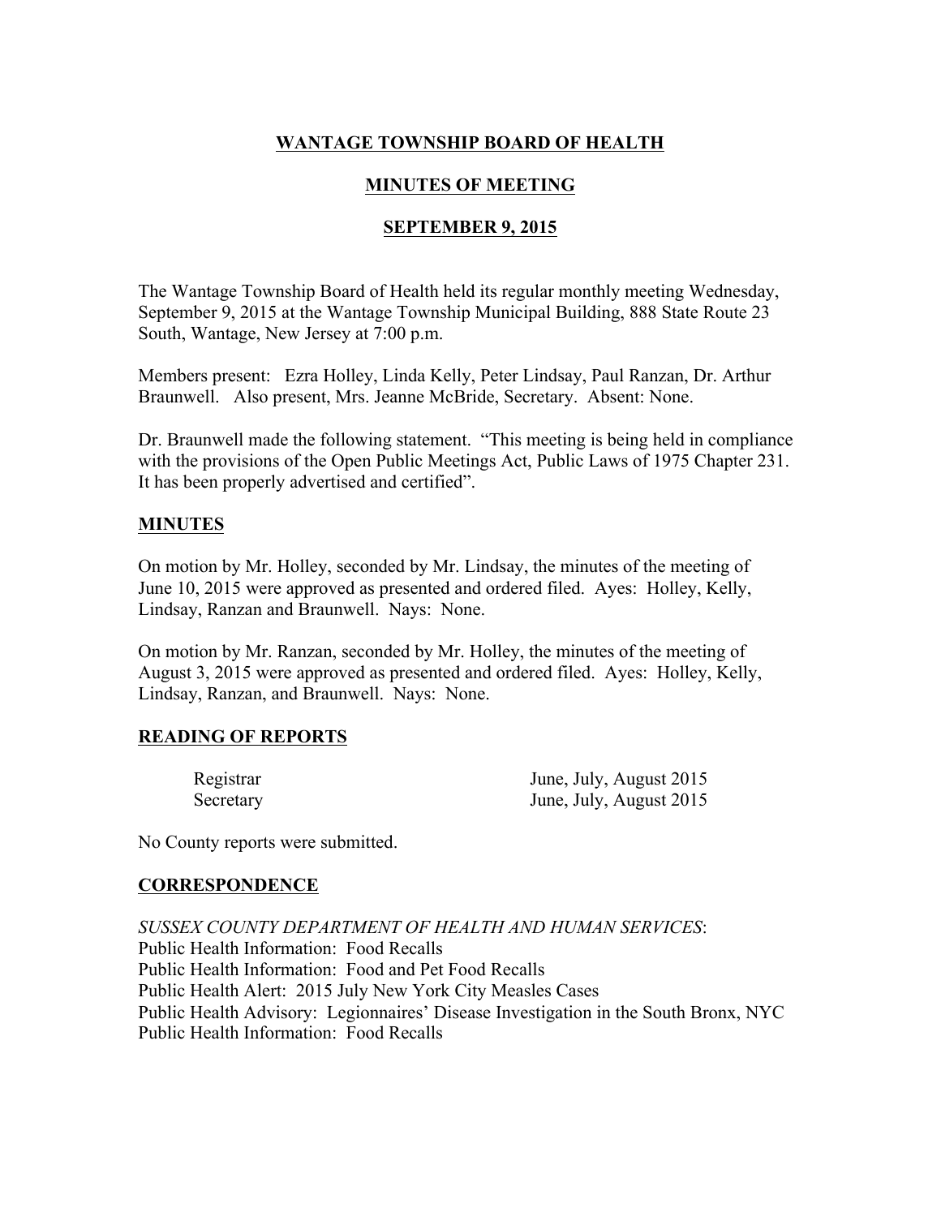# WANTAGE TOWNSHIP BOARD OF HEALTH

## MINUTES OF MEETING

## SEPTEMBER 9, 2015

The Wantage Township Board of Health held its regular monthly meeting Wednesday, September 9, 2015 at the Wantage Township Municipal Building, 888 State Route 23 South, Wantage, New Jersey at 7:00 p.m.

Members present: Ezra Holley, Linda Kelly, Peter Lindsay, Paul Ranzan, Dr. Arthur Braunwell. Also present, Mrs. Jeanne McBride, Secretary. Absent: None.

Dr. Braunwell made the following statement. "This meeting is being held in compliance with the provisions of the Open Public Meetings Act, Public Laws of 1975 Chapter 231. It has been properly advertised and certified".

### MINUTES

On motion by Mr. Holley, seconded by Mr. Lindsay, the minutes of the meeting of June 10, 2015 were approved as presented and ordered filed. Ayes: Holley, Kelly, Lindsay, Ranzan and Braunwell. Nays: None.

On motion by Mr. Ranzan, seconded by Mr. Holley, the minutes of the meeting of August 3, 2015 were approved as presented and ordered filed. Ayes: Holley, Kelly, Lindsay, Ranzan, and Braunwell. Nays: None.

### READING OF REPORTS

| | |
|---|---|
| Registrar | June, July, August 2015 |
| Secretary | June, July, August 2015 |

No County reports were submitted.

### CORRESPONDENCE

*SUSSEX COUNTY DEPARTMENT OF HEALTH AND HUMAN SERVICES*:
Public Health Information: Food Recalls
Public Health Information: Food and Pet Food Recalls
Public Health Alert: 2015 July New York City Measles Cases
Public Health Advisory: Legionnaires' Disease Investigation in the South Bronx, NYC
Public Health Information: Food Recalls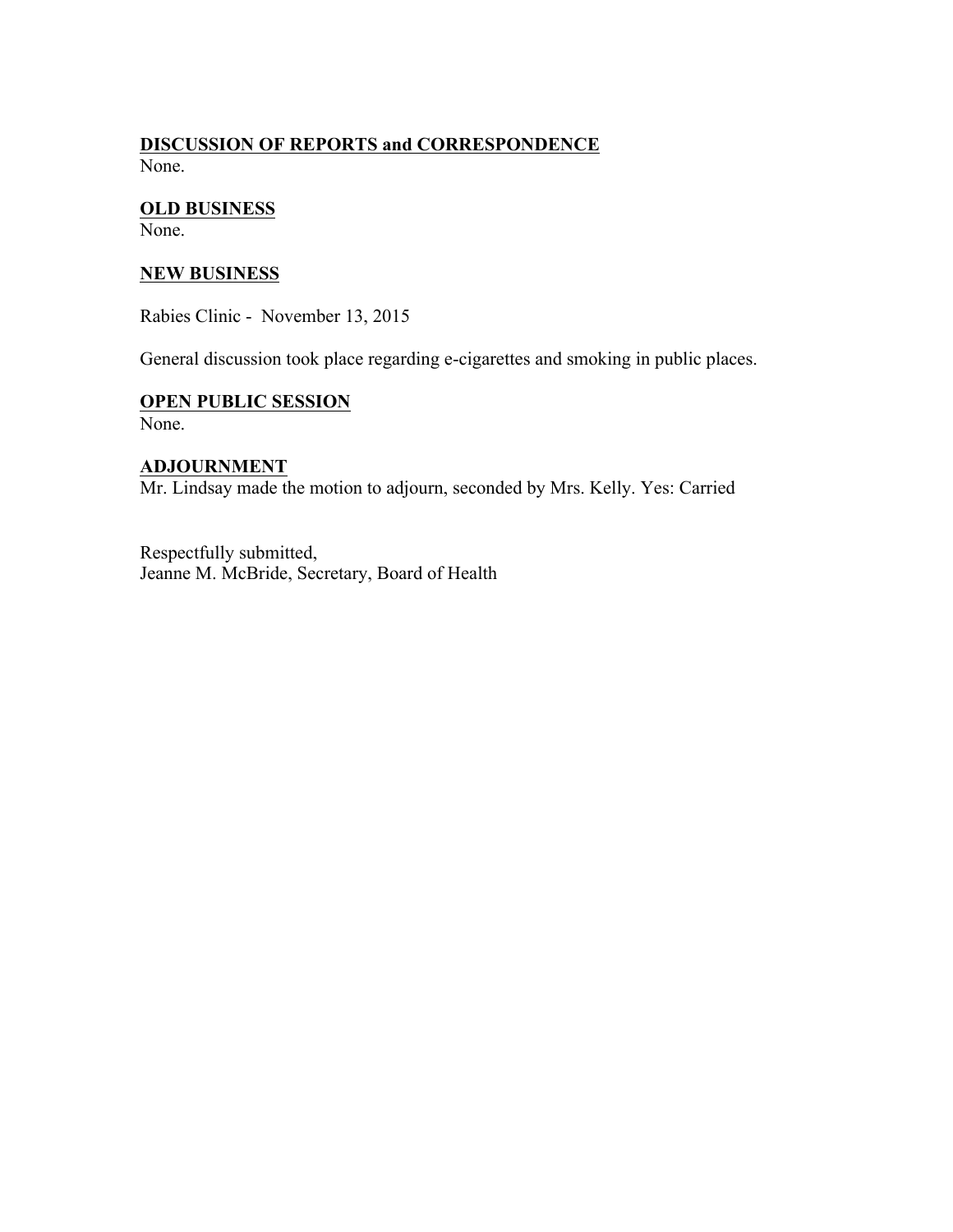**DISCUSSION OF REPORTS and CORRESPONDENCE**

None.

**OLD BUSINESS**

None.

**NEW BUSINESS**

Rabies Clinic - November 13, 2015

General discussion took place regarding e-cigarettes and smoking in public places.

**OPEN PUBLIC SESSION**

None.

**ADJOURNMENT**

Mr. Lindsay made the motion to adjourn, seconded by Mrs. Kelly. Yes: Carried

Respectfully submitted,
Jeanne M. McBride, Secretary, Board of Health